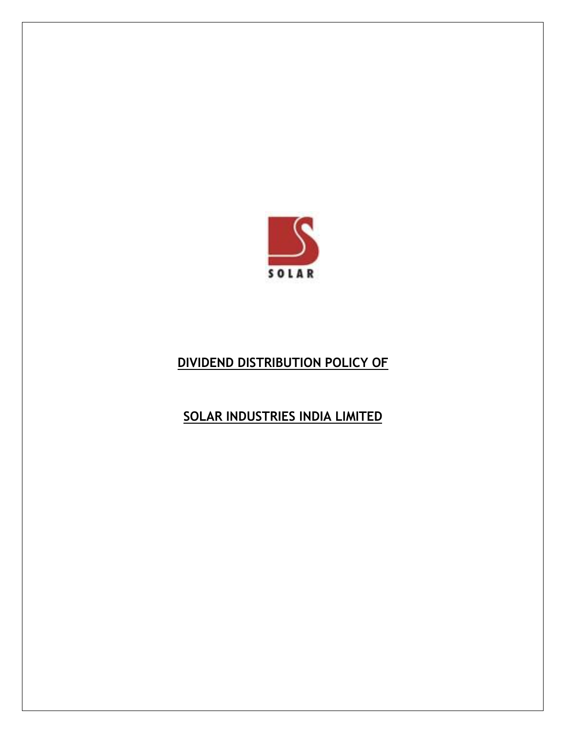SOLAR

# DIVIDEND DISTRIBUTION POLICY OF

# SOLAR INDUSTRIES INDIA LIMITED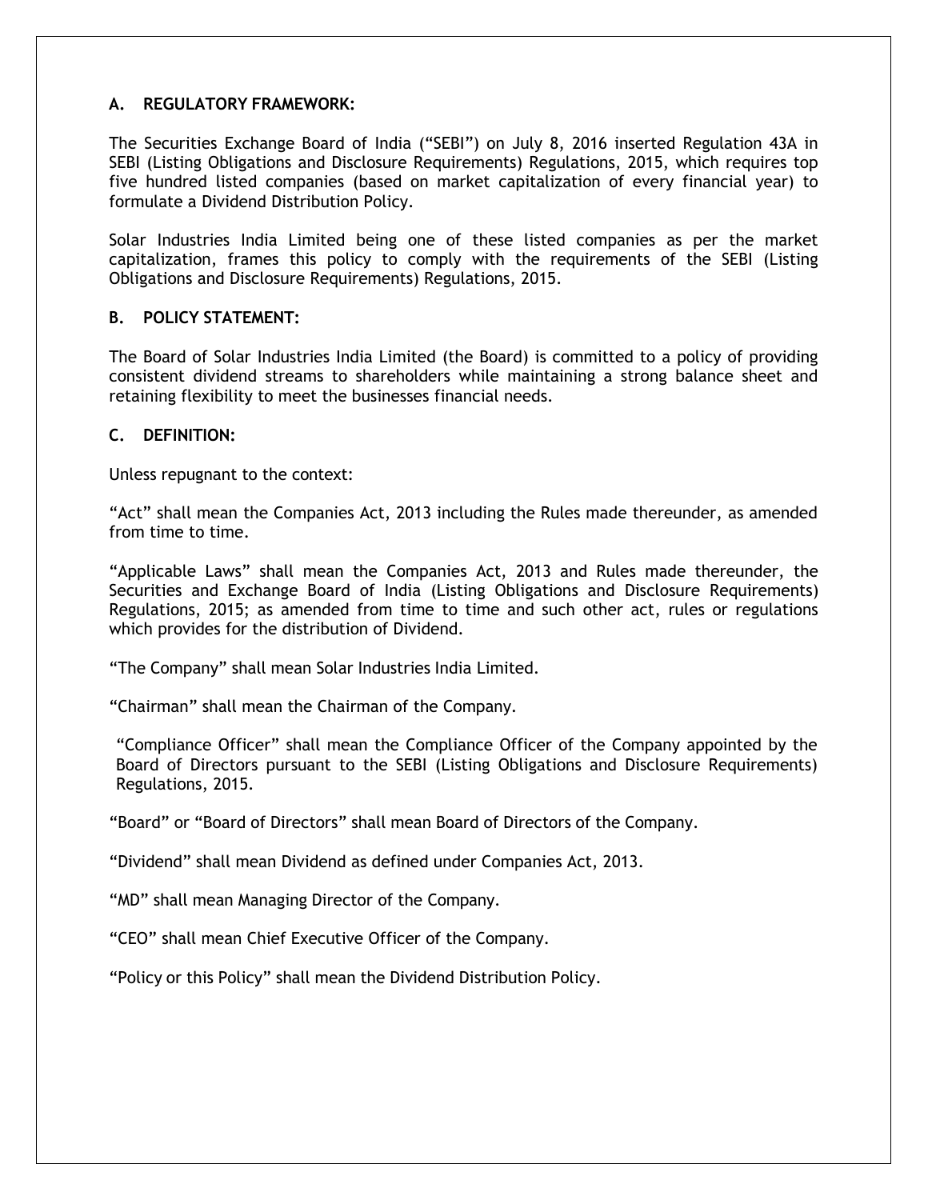## A. REGULATORY FRAMEWORK:

The Securities Exchange Board of India ("SEBI") on July 8, 2016 inserted Regulation 43A in SEBI (Listing Obligations and Disclosure Requirements) Regulations, 2015, which requires top five hundred listed companies (based on market capitalization of every financial year) to formulate a Dividend Distribution Policy.

Solar Industries India Limited being one of these listed companies as per the market capitalization, frames this policy to comply with the requirements of the SEBI (Listing Obligations and Disclosure Requirements) Regulations, 2015.

## B. POLICY STATEMENT:

The Board of Solar Industries India Limited (the Board) is committed to a policy of providing consistent dividend streams to shareholders while maintaining a strong balance sheet and retaining flexibility to meet the businesses financial needs.

## C. DEFINITION:

Unless repugnant to the context:

"Act" shall mean the Companies Act, 2013 including the Rules made thereunder, as amended from time to time.

"Applicable Laws" shall mean the Companies Act, 2013 and Rules made thereunder, the Securities and Exchange Board of India (Listing Obligations and Disclosure Requirements) Regulations, 2015; as amended from time to time and such other act, rules or regulations which provides for the distribution of Dividend.

"The Company" shall mean Solar Industries India Limited.

"Chairman" shall mean the Chairman of the Company.

"Compliance Officer" shall mean the Compliance Officer of the Company appointed by the Board of Directors pursuant to the SEBI (Listing Obligations and Disclosure Requirements) Regulations, 2015.

"Board" or "Board of Directors" shall mean Board of Directors of the Company.

"Dividend" shall mean Dividend as defined under Companies Act, 2013.

"MD" shall mean Managing Director of the Company.

"CEO" shall mean Chief Executive Officer of the Company.

"Policy or this Policy" shall mean the Dividend Distribution Policy.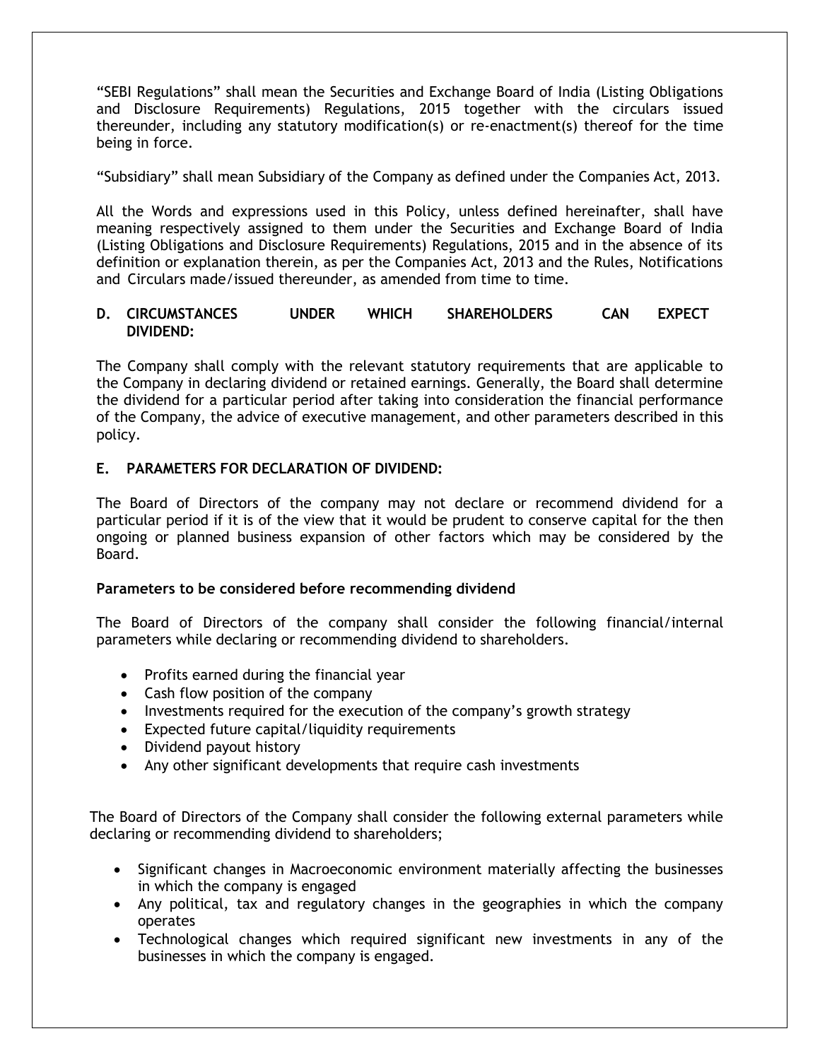"SEBI Regulations" shall mean the Securities and Exchange Board of India (Listing Obligations and Disclosure Requirements) Regulations, 2015 together with the circulars issued thereunder, including any statutory modification(s) or re-enactment(s) thereof for the time being in force.

"Subsidiary" shall mean Subsidiary of the Company as defined under the Companies Act, 2013.

All the Words and expressions used in this Policy, unless defined hereinafter, shall have meaning respectively assigned to them under the Securities and Exchange Board of India (Listing Obligations and Disclosure Requirements) Regulations, 2015 and in the absence of its definition or explanation therein, as per the Companies Act, 2013 and the Rules, Notifications and Circulars made/issued thereunder, as amended from time to time.

## D. CIRCUMSTANCES UNDER WHICH SHAREHOLDERS CAN EXPECT DIVIDEND:

The Company shall comply with the relevant statutory requirements that are applicable to the Company in declaring dividend or retained earnings. Generally, the Board shall determine the dividend for a particular period after taking into consideration the financial performance of the Company, the advice of executive management, and other parameters described in this policy.

## E. PARAMETERS FOR DECLARATION OF DIVIDEND:

The Board of Directors of the company may not declare or recommend dividend for a particular period if it is of the view that it would be prudent to conserve capital for the then ongoing or planned business expansion of other factors which may be considered by the Board.

**Parameters to be considered before recommending dividend**

The Board of Directors of the company shall consider the following financial/internal parameters while declaring or recommending dividend to shareholders.

- Profits earned during the financial year
- Cash flow position of the company
- Investments required for the execution of the company's growth strategy
- Expected future capital/liquidity requirements
- Dividend payout history
- Any other significant developments that require cash investments

The Board of Directors of the Company shall consider the following external parameters while declaring or recommending dividend to shareholders;

- Significant changes in Macroeconomic environment materially affecting the businesses in which the company is engaged
- Any political, tax and regulatory changes in the geographies in which the company operates
- Technological changes which required significant new investments in any of the businesses in which the company is engaged.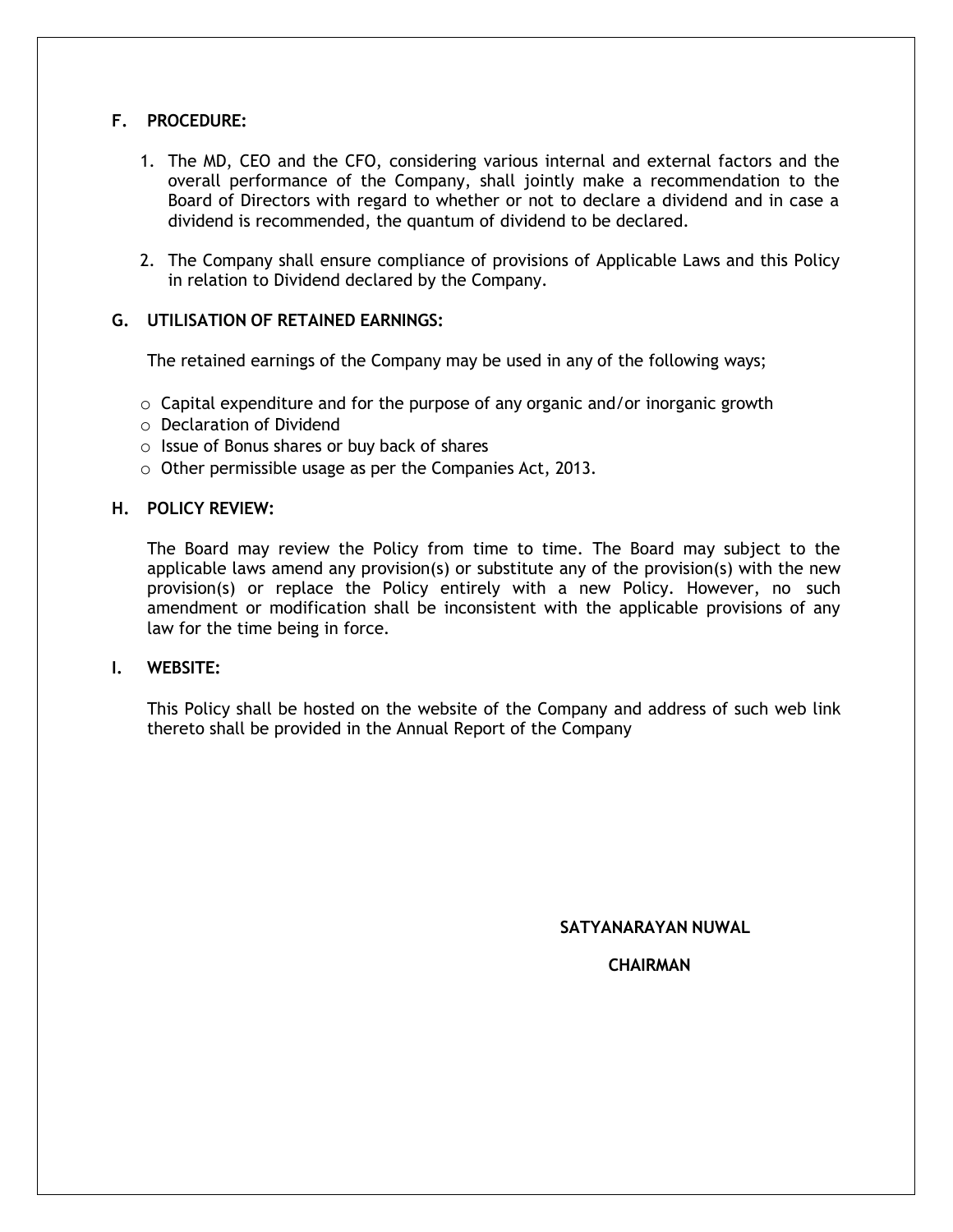## F. PROCEDURE:

1. The MD, CEO and the CFO, considering various internal and external factors and the overall performance of the Company, shall jointly make a recommendation to the Board of Directors with regard to whether or not to declare a dividend and in case a dividend is recommended, the quantum of dividend to be declared.

2. The Company shall ensure compliance of provisions of Applicable Laws and this Policy in relation to Dividend declared by the Company.

## G. UTILISATION OF RETAINED EARNINGS:

The retained earnings of the Company may be used in any of the following ways;

- Capital expenditure and for the purpose of any organic and/or inorganic growth
- Declaration of Dividend
- Issue of Bonus shares or buy back of shares
- Other permissible usage as per the Companies Act, 2013.

## H. POLICY REVIEW:

The Board may review the Policy from time to time. The Board may subject to the applicable laws amend any provision(s) or substitute any of the provision(s) with the new provision(s) or replace the Policy entirely with a new Policy. However, no such amendment or modification shall be inconsistent with the applicable provisions of any law for the time being in force.

## I. WEBSITE:

This Policy shall be hosted on the website of the Company and address of such web link thereto shall be provided in the Annual Report of the Company

**SATYANARAYAN NUWAL**

**CHAIRMAN**